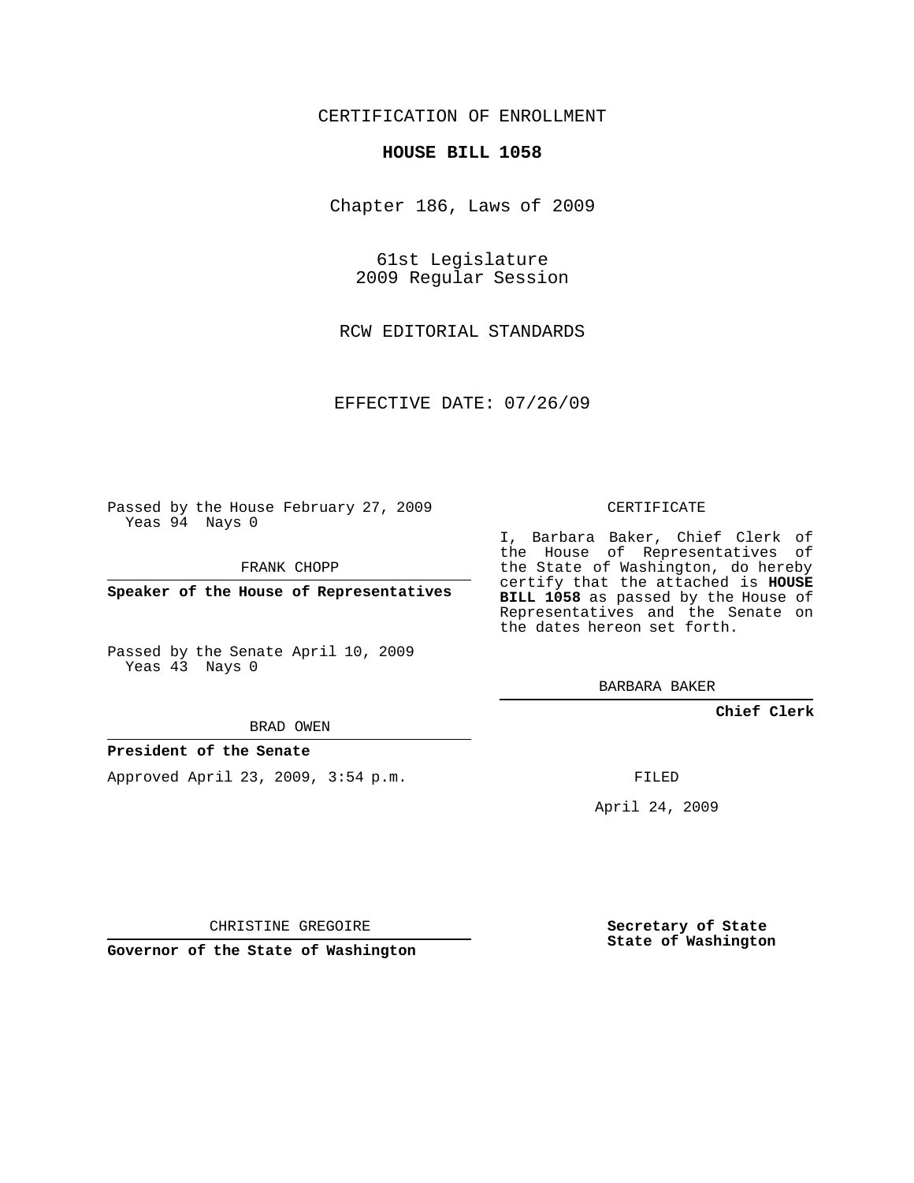CERTIFICATION OF ENROLLMENT

**HOUSE BILL 1058**

Chapter 186, Laws of 2009

61st Legislature
2009 Regular Session

RCW EDITORIAL STANDARDS

EFFECTIVE DATE: 07/26/09

Passed by the House February 27, 2009
Yeas 94 Nays 0

FRANK CHOPP

**Speaker of the House of Representatives**

Passed by the Senate April 10, 2009
Yeas 43 Nays 0

BRAD OWEN

**President of the Senate**

Approved April 23, 2009, 3:54 p.m.

CHRISTINE GREGOIRE

**Governor of the State of Washington**

CERTIFICATE

I, Barbara Baker, Chief Clerk of the House of Representatives of the State of Washington, do hereby certify that the attached is **HOUSE BILL 1058** as passed by the House of Representatives and the Senate on the dates hereon set forth.

BARBARA BAKER

**Chief Clerk**

FILED

April 24, 2009

**Secretary of State**
**State of Washington**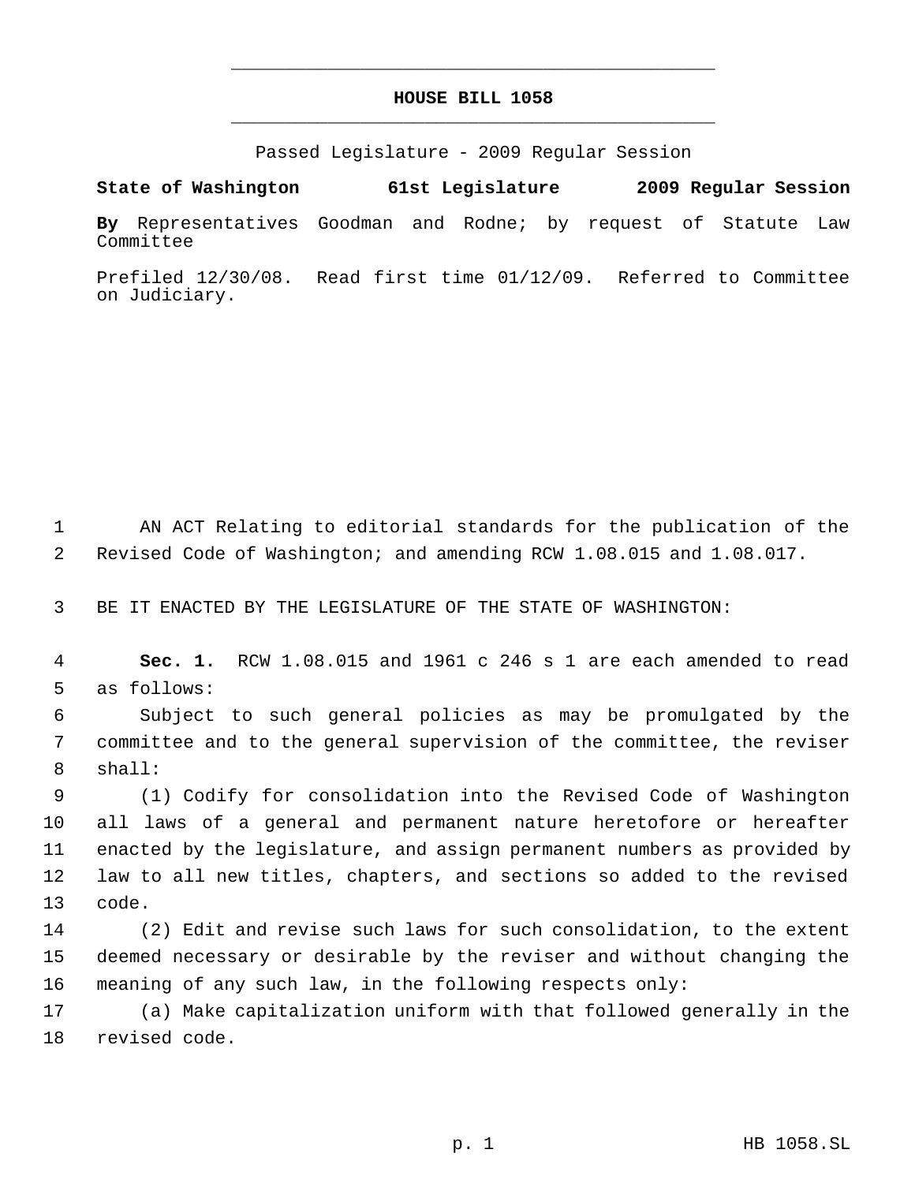# HOUSE BILL 1058

Passed Legislature - 2009 Regular Session

**State of Washington 61st Legislature 2009 Regular Session**

**By** Representatives Goodman and Rodne; by request of Statute Law Committee

Prefiled 12/30/08. Read first time 01/12/09. Referred to Committee on Judiciary.

AN ACT Relating to editorial standards for the publication of the Revised Code of Washington; and amending RCW 1.08.015 and 1.08.017.

BE IT ENACTED BY THE LEGISLATURE OF THE STATE OF WASHINGTON:

**Sec. 1.** RCW 1.08.015 and 1961 c 246 s 1 are each amended to read as follows:

Subject to such general policies as may be promulgated by the committee and to the general supervision of the committee, the reviser shall:

(1) Codify for consolidation into the Revised Code of Washington all laws of a general and permanent nature heretofore or hereafter enacted by the legislature, and assign permanent numbers as provided by law to all new titles, chapters, and sections so added to the revised code.

(2) Edit and revise such laws for such consolidation, to the extent deemed necessary or desirable by the reviser and without changing the meaning of any such law, in the following respects only:

(a) Make capitalization uniform with that followed generally in the revised code.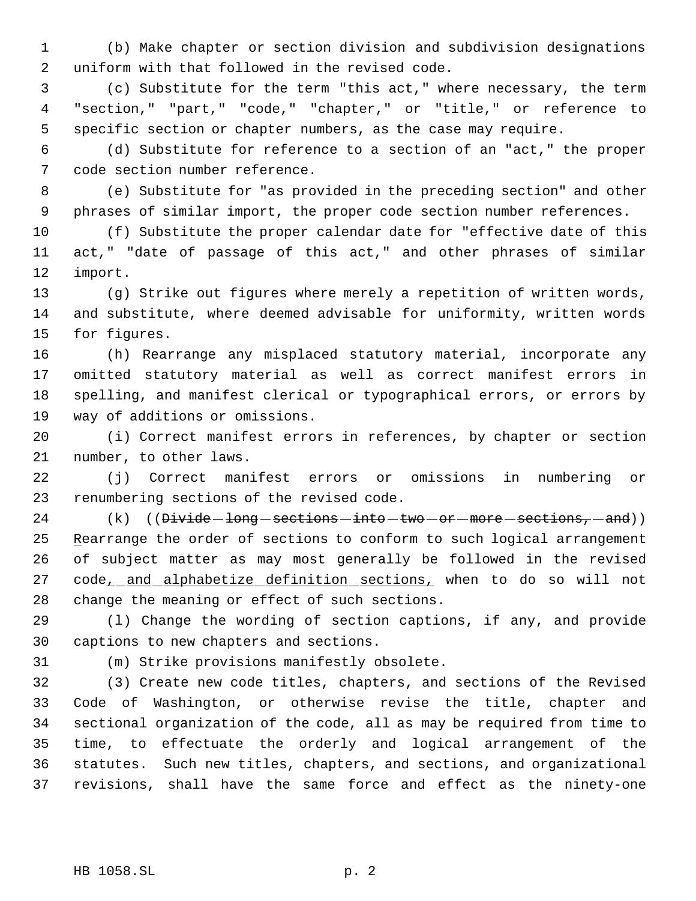(b) Make chapter or section division and subdivision designations uniform with that followed in the revised code.

(c) Substitute for the term "this act," where necessary, the term "section," "part," "code," "chapter," or "title," or reference to specific section or chapter numbers, as the case may require.

(d) Substitute for reference to a section of an "act," the proper code section number reference.

(e) Substitute for "as provided in the preceding section" and other phrases of similar import, the proper code section number references.

(f) Substitute the proper calendar date for "effective date of this act," "date of passage of this act," and other phrases of similar import.

(g) Strike out figures where merely a repetition of written words, and substitute, where deemed advisable for uniformity, written words for figures.

(h) Rearrange any misplaced statutory material, incorporate any omitted statutory material as well as correct manifest errors in spelling, and manifest clerical or typographical errors, or errors by way of additions or omissions.

(i) Correct manifest errors in references, by chapter or section number, to other laws.

(j) Correct manifest errors or omissions in numbering or renumbering sections of the revised code.

(k) ((~~Divide long sections into two or more sections, and~~)) <u>R</u>earrange the order of sections to conform to such logical arrangement of subject matter as may most generally be followed in the revised code<u>, and alphabetize definition sections,</u> when to do so will not change the meaning or effect of such sections.

(l) Change the wording of section captions, if any, and provide captions to new chapters and sections.

(m) Strike provisions manifestly obsolete.

(3) Create new code titles, chapters, and sections of the Revised Code of Washington, or otherwise revise the title, chapter and sectional organization of the code, all as may be required from time to time, to effectuate the orderly and logical arrangement of the statutes. Such new titles, chapters, and sections, and organizational revisions, shall have the same force and effect as the ninety-one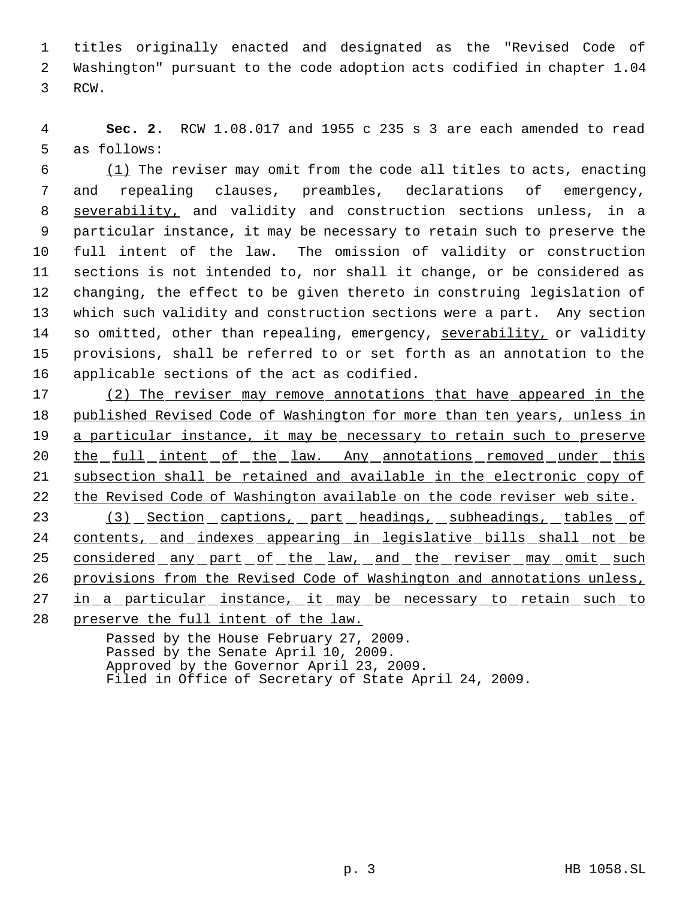titles originally enacted and designated as the "Revised Code of Washington" pursuant to the code adoption acts codified in chapter 1.04 RCW.

**Sec. 2.** RCW 1.08.017 and 1955 c 235 s 3 are each amended to read as follows:

(1) The reviser may omit from the code all titles to acts, enacting and repealing clauses, preambles, declarations of emergency, severability, and validity and construction sections unless, in a particular instance, it may be necessary to retain such to preserve the full intent of the law. The omission of validity or construction sections is not intended to, nor shall it change, or be considered as changing, the effect to be given thereto in construing legislation of which such validity and construction sections were a part. Any section so omitted, other than repealing, emergency, severability, or validity provisions, shall be referred to or set forth as an annotation to the applicable sections of the act as codified.

(2) The reviser may remove annotations that have appeared in the published Revised Code of Washington for more than ten years, unless in a particular instance, it may be necessary to retain such to preserve the full intent of the law. Any annotations removed under this subsection shall be retained and available in the electronic copy of the Revised Code of Washington available on the code reviser web site.

(3) Section captions, part headings, subheadings, tables of contents, and indexes appearing in legislative bills shall not be considered any part of the law, and the reviser may omit such provisions from the Revised Code of Washington and annotations unless, in a particular instance, it may be necessary to retain such to preserve the full intent of the law.

Passed by the House February 27, 2009.
Passed by the Senate April 10, 2009.
Approved by the Governor April 23, 2009.
Filed in Office of Secretary of State April 24, 2009.